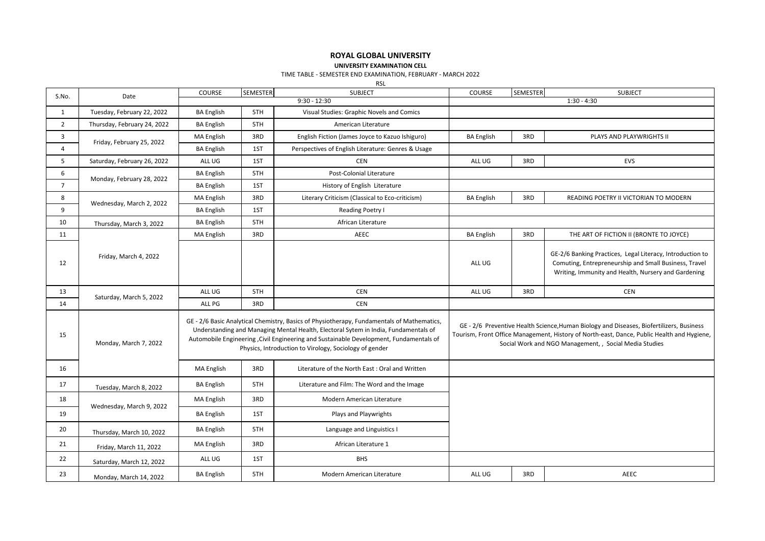# ROYAL GLOBAL UNIVERSITY

**UNIVERSITY EXAMINATION CELL**

TIME TABLE - SEMESTER END EXAMINATION, FEBRUARY - MARCH 2022

RSL

| S.No. | Date | COURSE | SEMESTER | SUBJECT | COURSE | SEMESTER | SUBJECT |
|---|---|---|---|---|---|---|---|
| | | | | 9:30 - 12:30 | | | 1:30 - 4:30 |
| 1 | Tuesday, February 22, 2022 | BA English | 5TH | Visual Studies: Graphic Novels and Comics | | | |
| 2 | Thursday, February 24, 2022 | BA English | 5TH | American Literature | | | |
| 3 | Friday, February 25, 2022 | MA English | 3RD | English Fiction (James Joyce to Kazuo Ishiguro) | BA English | 3RD | PLAYS AND PLAYWRIGHTS II |
| 4 | | BA English | 1ST | Perspectives of English Literature: Genres & Usage | | | |
| 5 | Saturday, February 26, 2022 | ALL UG | 1ST | CEN | ALL UG | 3RD | EVS |
| 6 | Monday, February 28, 2022 | BA English | 5TH | Post-Colonial Literature | | | |
| 7 | | BA English | 1ST | History of English Literature | | | |
| 8 | Wednesday, March 2, 2022 | MA English | 3RD | Literary Criticism (Classical to Eco-criticism) | BA English | 3RD | READING POETRY II VICTORIAN TO MODERN |
| 9 | | BA English | 1ST | Reading Poetry I | | | |
| 10 | Thursday, March 3, 2022 | BA English | 5TH | African Literature | | | |
| 11 | Friday, March 4, 2022 | MA English | 3RD | AEEC | BA English | 3RD | THE ART OF FICTION II (BRONTE TO JOYCE) |
| 12 | | | | | ALL UG | | GE-2/6 Banking Practices, Legal Literacy, Introduction to Comuting, Entrepreneurship and Small Business, Travel Writing, Immunity and Health, Nursery and Gardening |
| 13 | Saturday, March 5, 2022 | ALL UG | 5TH | CEN | ALL UG | 3RD | CEN |
| 14 | | ALL PG | 3RD | CEN | | | |
| 15 | Monday, March 7, 2022 | GE - 2/6 Basic Analytical Chemistry, Basics of Physiotherapy, Fundamentals of Mathematics, Understanding and Managing Mental Health, Electoral Sytem in India, Fundamentals of Automobile Engineering ,Civil Engineering and Sustainable Development, Fundamentals of Physics, Introduction to Virology, Sociology of gender | | | GE - 2/6 Preventive Health Science,Human Biology and Diseases, Biofertilizers, Business Tourism, Front Office Management, History of North-east, Dance, Public Health and Hygiene, Social Work and NGO Management, , Social Media Studies | | |
| 16 | | MA English | 3RD | Literature of the North East : Oral and Written | | | |
| 17 | Tuesday, March 8, 2022 | BA English | 5TH | Literature and Film: The Word and the Image | | | |
| 18 | Wednesday, March 9, 2022 | MA English | 3RD | Modern American Literature | | | |
| 19 | | BA English | 1ST | Plays and Playwrights | | | |
| 20 | Thursday, March 10, 2022 | BA English | 5TH | Language and Linguistics I | | | |
| 21 | Friday, March 11, 2022 | MA English | 3RD | African Literature 1 | | | |
| 22 | Saturday, March 12, 2022 | ALL UG | 1ST | BHS | | | |
| 23 | Monday, March 14, 2022 | BA English | 5TH | Modern American Literature | ALL UG | 3RD | AEEC |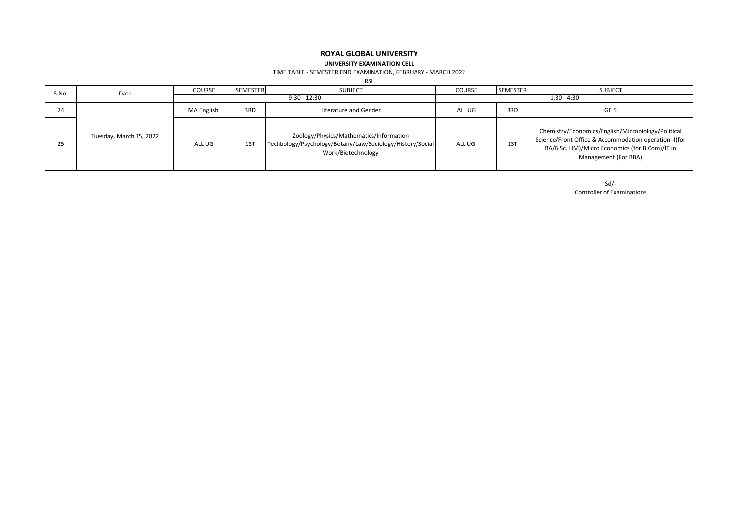**ROYAL GLOBAL UNIVERSITY**

**UNIVERSITY EXAMINATION CELL**

TIME TABLE - SEMESTER END EXAMINATION, FEBRUARY - MARCH 2022

RSL

| S.No. | Date | COURSE | SEMESTER | SUBJECT | COURSE | SEMESTER | SUBJECT |
|---|---|---|---|---|---|---|---|
| | | 9:30 - 12:30 | | | 1:30 - 4:30 | | |
| 24 | Tuesday, March 15, 2022 | MA English | 3RD | Literature and Gender | ALL UG | 3RD | GE 5 |
| 25 | | ALL UG | 1ST | Zoology/Physics/Mathematics/Information Techbology/Psychology/Botany/Law/Sociology/History/Social Work/Biotechnology | ALL UG | 1ST | Chemistry/Economics/English/Microbiology/Political Science/Front Office & Accommodation operation -I(for BA/B.Sc. HM)/Micro Economics (for B.Com)/IT in Management (For BBA) |

Sd/-
Controller of Examinations